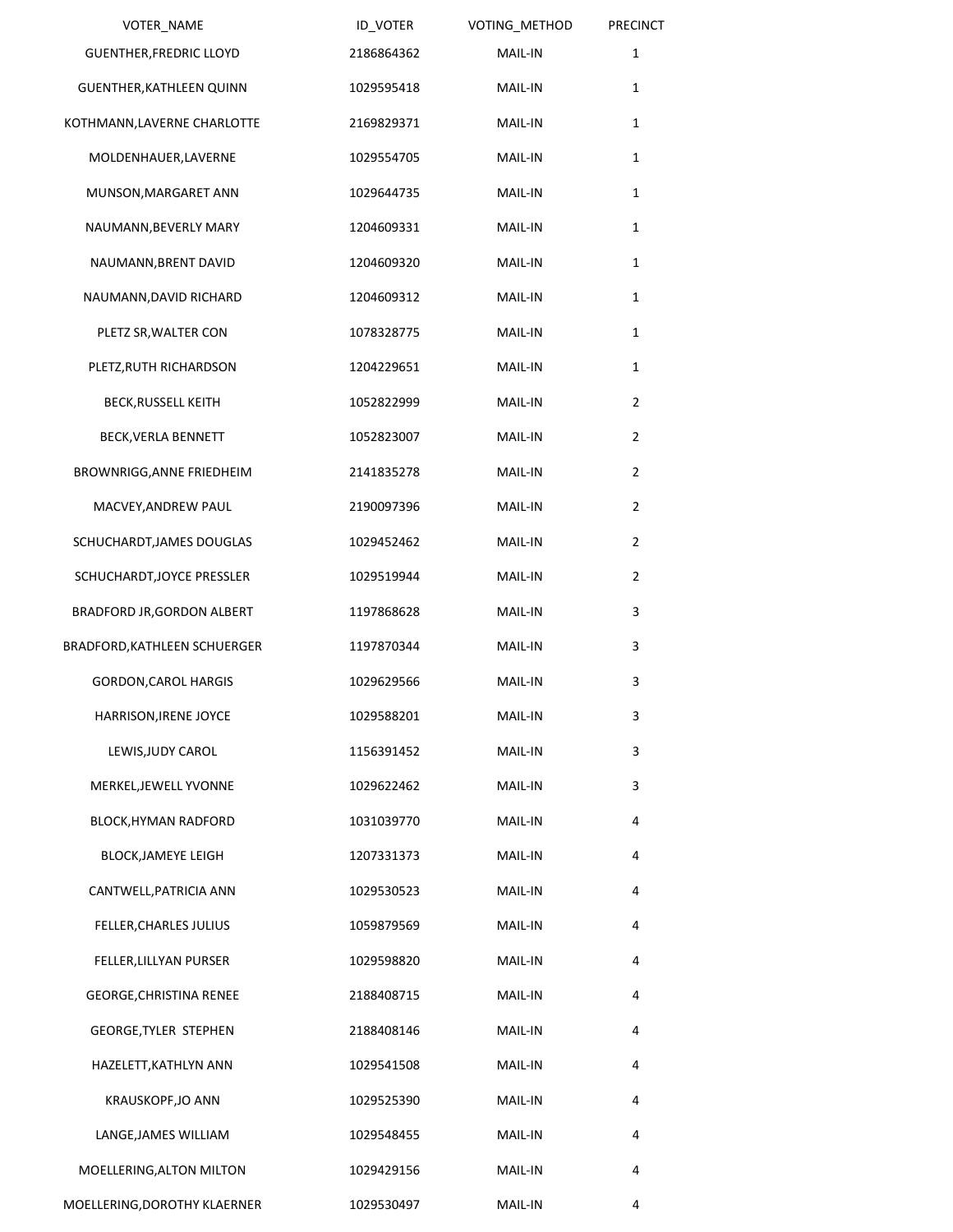| VOTER_NAME | ID_VOTER | VOTING_METHOD | PRECINCT |
|---|---|---|---|
| GUENTHER,FREDRIC LLOYD | 2186864362 | MAIL-IN | 1 |
| GUENTHER,KATHLEEN QUINN | 1029595418 | MAIL-IN | 1 |
| KOTHMANN,LAVERNE CHARLOTTE | 2169829371 | MAIL-IN | 1 |
| MOLDENHAUER,LAVERNE | 1029554705 | MAIL-IN | 1 |
| MUNSON,MARGARET ANN | 1029644735 | MAIL-IN | 1 |
| NAUMANN,BEVERLY MARY | 1204609331 | MAIL-IN | 1 |
| NAUMANN,BRENT DAVID | 1204609320 | MAIL-IN | 1 |
| NAUMANN,DAVID RICHARD | 1204609312 | MAIL-IN | 1 |
| PLETZ SR,WALTER CON | 1078328775 | MAIL-IN | 1 |
| PLETZ,RUTH RICHARDSON | 1204229651 | MAIL-IN | 1 |
| BECK,RUSSELL KEITH | 1052822999 | MAIL-IN | 2 |
| BECK,VERLA BENNETT | 1052823007 | MAIL-IN | 2 |
| BROWNRIGG,ANNE FRIEDHEIM | 2141835278 | MAIL-IN | 2 |
| MACVEY,ANDREW PAUL | 2190097396 | MAIL-IN | 2 |
| SCHUCHARDT,JAMES DOUGLAS | 1029452462 | MAIL-IN | 2 |
| SCHUCHARDT,JOYCE PRESSLER | 1029519944 | MAIL-IN | 2 |
| BRADFORD JR,GORDON ALBERT | 1197868628 | MAIL-IN | 3 |
| BRADFORD,KATHLEEN SCHUERGER | 1197870344 | MAIL-IN | 3 |
| GORDON,CAROL HARGIS | 1029629566 | MAIL-IN | 3 |
| HARRISON,IRENE JOYCE | 1029588201 | MAIL-IN | 3 |
| LEWIS,JUDY CAROL | 1156391452 | MAIL-IN | 3 |
| MERKEL,JEWELL YVONNE | 1029622462 | MAIL-IN | 3 |
| BLOCK,HYMAN RADFORD | 1031039770 | MAIL-IN | 4 |
| BLOCK,JAMEYE LEIGH | 1207331373 | MAIL-IN | 4 |
| CANTWELL,PATRICIA ANN | 1029530523 | MAIL-IN | 4 |
| FELLER,CHARLES JULIUS | 1059879569 | MAIL-IN | 4 |
| FELLER,LILLYAN PURSER | 1029598820 | MAIL-IN | 4 |
| GEORGE,CHRISTINA RENEE | 2188408715 | MAIL-IN | 4 |
| GEORGE,TYLER STEPHEN | 2188408146 | MAIL-IN | 4 |
| HAZELETT,KATHLYN ANN | 1029541508 | MAIL-IN | 4 |
| KRAUSKOPF,JO ANN | 1029525390 | MAIL-IN | 4 |
| LANGE,JAMES WILLIAM | 1029548455 | MAIL-IN | 4 |
| MOELLERING,ALTON MILTON | 1029429156 | MAIL-IN | 4 |
| MOELLERING,DOROTHY KLAERNER | 1029530497 | MAIL-IN | 4 |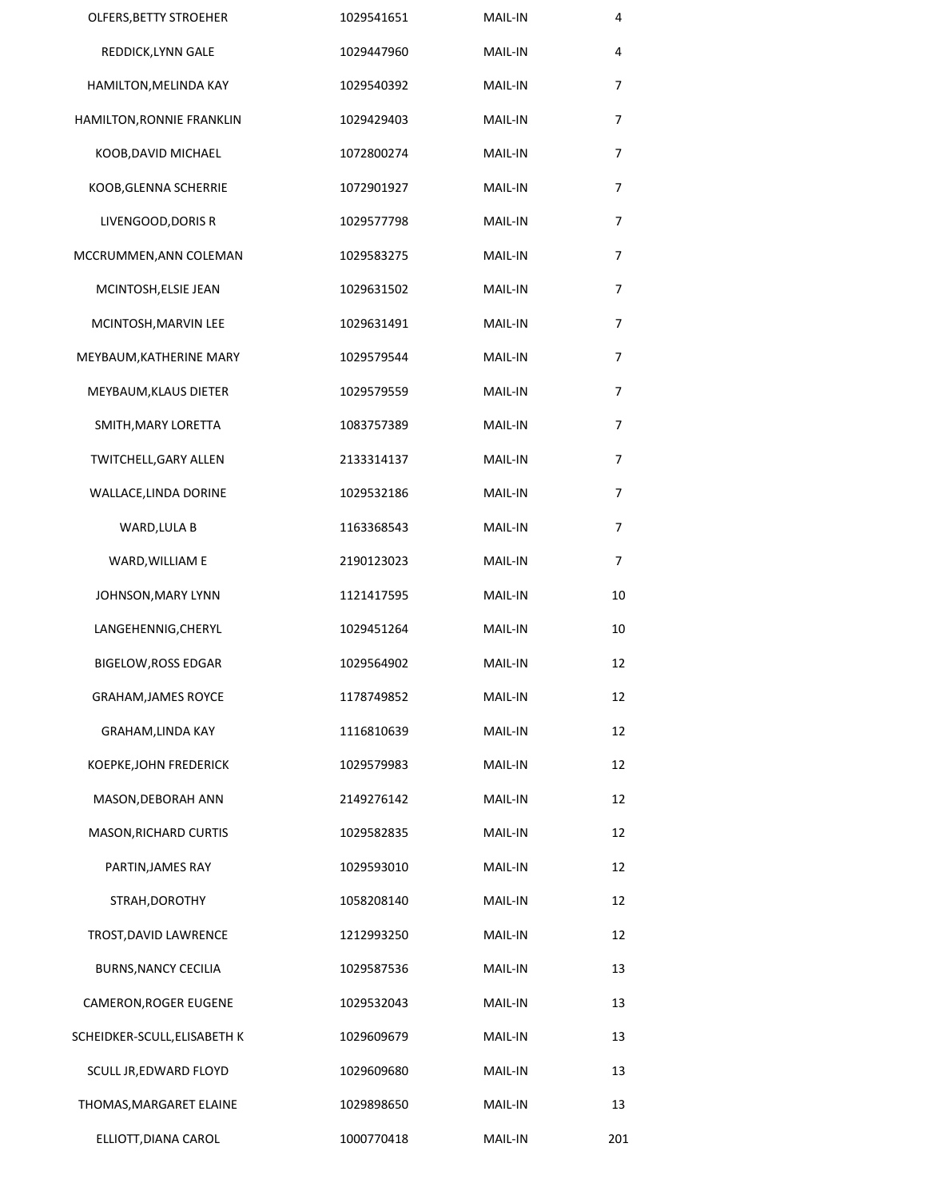| | | | |
|---|---|---|---|
| OLFERS,BETTY STROEHER | 1029541651 | MAIL-IN | 4 |
| REDDICK,LYNN GALE | 1029447960 | MAIL-IN | 4 |
| HAMILTON,MELINDA KAY | 1029540392 | MAIL-IN | 7 |
| HAMILTON,RONNIE FRANKLIN | 1029429403 | MAIL-IN | 7 |
| KOOB,DAVID MICHAEL | 1072800274 | MAIL-IN | 7 |
| KOOB,GLENNA SCHERRIE | 1072901927 | MAIL-IN | 7 |
| LIVENGOOD,DORIS R | 1029577798 | MAIL-IN | 7 |
| MCCRUMMEN,ANN COLEMAN | 1029583275 | MAIL-IN | 7 |
| MCINTOSH,ELSIE JEAN | 1029631502 | MAIL-IN | 7 |
| MCINTOSH,MARVIN LEE | 1029631491 | MAIL-IN | 7 |
| MEYBAUM,KATHERINE MARY | 1029579544 | MAIL-IN | 7 |
| MEYBAUM,KLAUS DIETER | 1029579559 | MAIL-IN | 7 |
| SMITH,MARY LORETTA | 1083757389 | MAIL-IN | 7 |
| TWITCHELL,GARY ALLEN | 2133314137 | MAIL-IN | 7 |
| WALLACE,LINDA DORINE | 1029532186 | MAIL-IN | 7 |
| WARD,LULA B | 1163368543 | MAIL-IN | 7 |
| WARD,WILLIAM E | 2190123023 | MAIL-IN | 7 |
| JOHNSON,MARY LYNN | 1121417595 | MAIL-IN | 10 |
| LANGEHENNIG,CHERYL | 1029451264 | MAIL-IN | 10 |
| BIGELOW,ROSS EDGAR | 1029564902 | MAIL-IN | 12 |
| GRAHAM,JAMES ROYCE | 1178749852 | MAIL-IN | 12 |
| GRAHAM,LINDA KAY | 1116810639 | MAIL-IN | 12 |
| KOEPKE,JOHN FREDERICK | 1029579983 | MAIL-IN | 12 |
| MASON,DEBORAH ANN | 2149276142 | MAIL-IN | 12 |
| MASON,RICHARD CURTIS | 1029582835 | MAIL-IN | 12 |
| PARTIN,JAMES RAY | 1029593010 | MAIL-IN | 12 |
| STRAH,DOROTHY | 1058208140 | MAIL-IN | 12 |
| TROST,DAVID LAWRENCE | 1212993250 | MAIL-IN | 12 |
| BURNS,NANCY CECILIA | 1029587536 | MAIL-IN | 13 |
| CAMERON,ROGER EUGENE | 1029532043 | MAIL-IN | 13 |
| SCHEIDKER-SCULL,ELISABETH K | 1029609679 | MAIL-IN | 13 |
| SCULL JR,EDWARD FLOYD | 1029609680 | MAIL-IN | 13 |
| THOMAS,MARGARET ELAINE | 1029898650 | MAIL-IN | 13 |
| ELLIOTT,DIANA CAROL | 1000770418 | MAIL-IN | 201 |